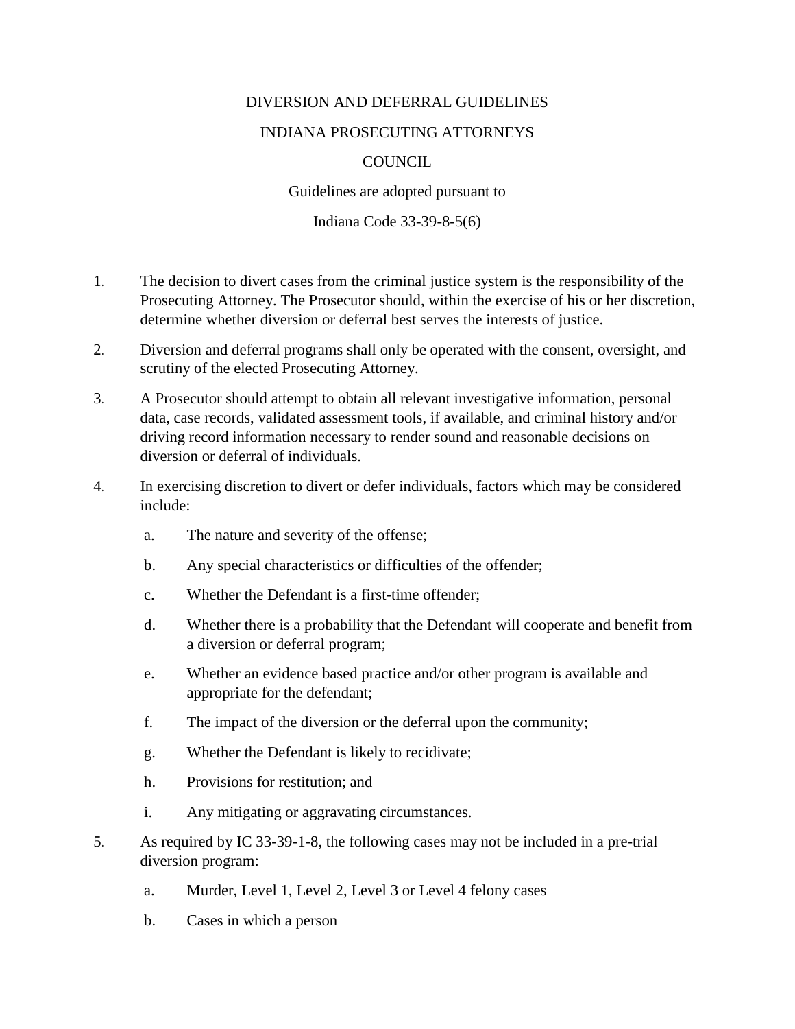# DIVERSION AND DEFERRAL GUIDELINES

## INDIANA PROSECUTING ATTORNEYS COUNCIL

Guidelines are adopted pursuant to

Indiana Code 33-39-8-5(6)

1. The decision to divert cases from the criminal justice system is the responsibility of the Prosecuting Attorney. The Prosecutor should, within the exercise of his or her discretion, determine whether diversion or deferral best serves the interests of justice.

2. Diversion and deferral programs shall only be operated with the consent, oversight, and scrutiny of the elected Prosecuting Attorney.

3. A Prosecutor should attempt to obtain all relevant investigative information, personal data, case records, validated assessment tools, if available, and criminal history and/or driving record information necessary to render sound and reasonable decisions on diversion or deferral of individuals.

4. In exercising discretion to divert or defer individuals, factors which may be considered include:

   a. The nature and severity of the offense;

   b. Any special characteristics or difficulties of the offender;

   c. Whether the Defendant is a first-time offender;

   d. Whether there is a probability that the Defendant will cooperate and benefit from a diversion or deferral program;

   e. Whether an evidence based practice and/or other program is available and appropriate for the defendant;

   f. The impact of the diversion or the deferral upon the community;

   g. Whether the Defendant is likely to recidivate;

   h. Provisions for restitution; and

   i. Any mitigating or aggravating circumstances.

5. As required by IC 33-39-1-8, the following cases may not be included in a pre-trial diversion program:

   a. Murder, Level 1, Level 2, Level 3 or Level 4 felony cases

   b. Cases in which a person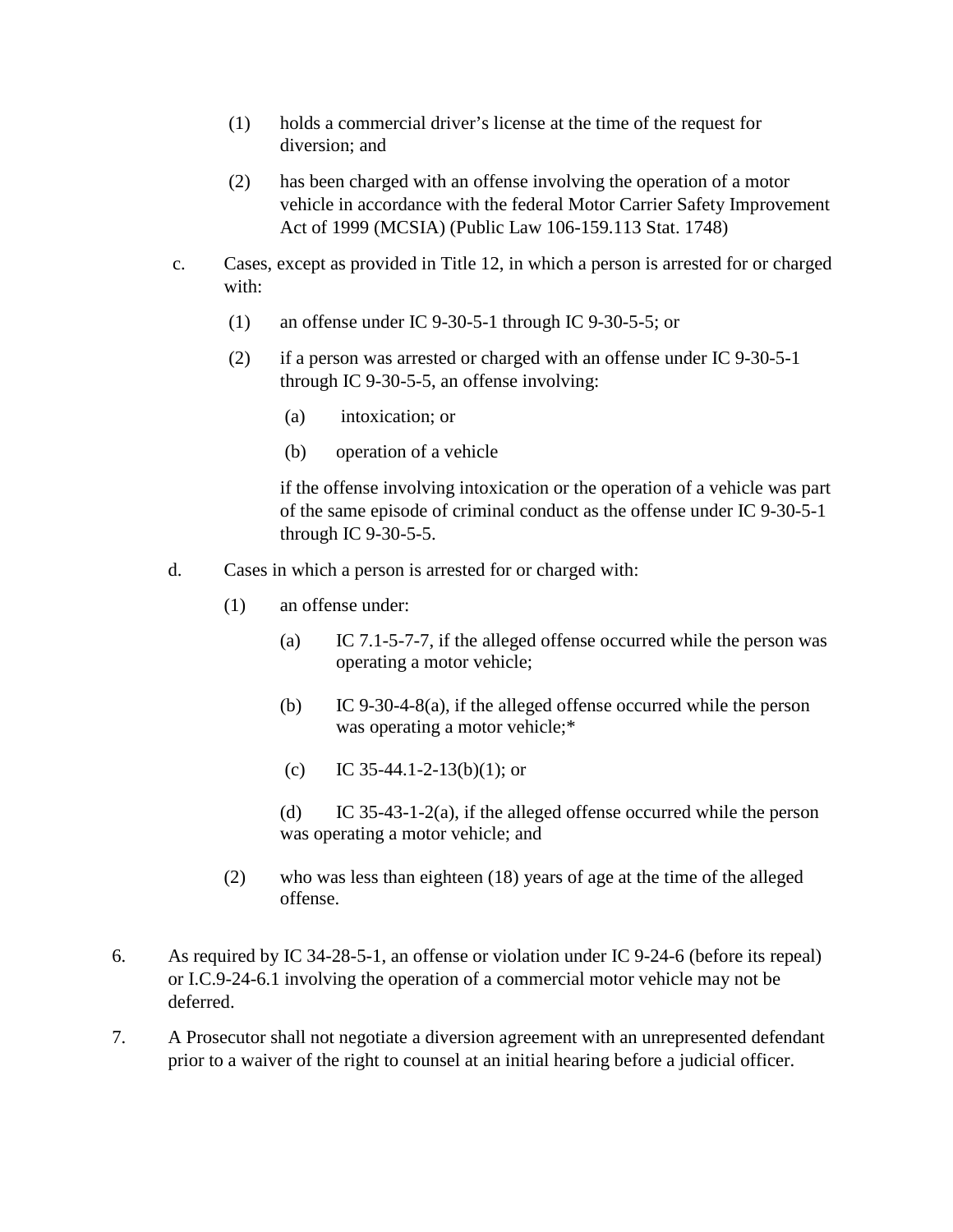(1) holds a commercial driver's license at the time of the request for diversion; and

(2) has been charged with an offense involving the operation of a motor vehicle in accordance with the federal Motor Carrier Safety Improvement Act of 1999 (MCSIA) (Public Law 106-159.113 Stat. 1748)

c. Cases, except as provided in Title 12, in which a person is arrested for or charged with:

(1) an offense under IC 9-30-5-1 through IC 9-30-5-5; or

(2) if a person was arrested or charged with an offense under IC 9-30-5-1 through IC 9-30-5-5, an offense involving:

(a) intoxication; or

(b) operation of a vehicle

if the offense involving intoxication or the operation of a vehicle was part of the same episode of criminal conduct as the offense under IC 9-30-5-1 through IC 9-30-5-5.

d. Cases in which a person is arrested for or charged with:

(1) an offense under:

(a) IC 7.1-5-7-7, if the alleged offense occurred while the person was operating a motor vehicle;

(b) IC 9-30-4-8(a), if the alleged offense occurred while the person was operating a motor vehicle;*

(c) IC 35-44.1-2-13(b)(1); or

(d) IC 35-43-1-2(a), if the alleged offense occurred while the person was operating a motor vehicle; and

(2) who was less than eighteen (18) years of age at the time of the alleged offense.

6. As required by IC 34-28-5-1, an offense or violation under IC 9-24-6 (before its repeal) or I.C.9-24-6.1 involving the operation of a commercial motor vehicle may not be deferred.

7. A Prosecutor shall not negotiate a diversion agreement with an unrepresented defendant prior to a waiver of the right to counsel at an initial hearing before a judicial officer.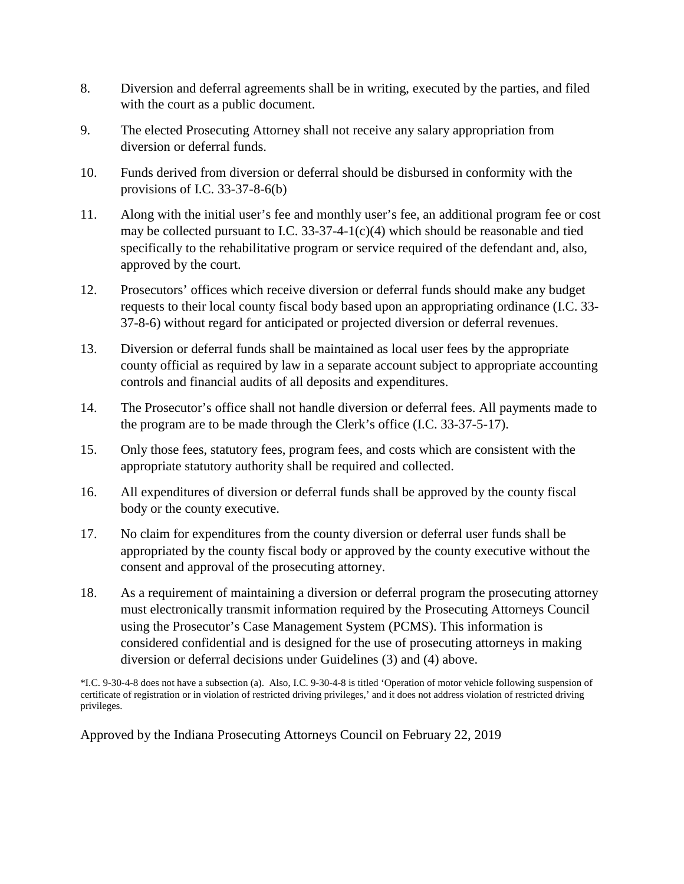8. Diversion and deferral agreements shall be in writing, executed by the parties, and filed with the court as a public document.

9. The elected Prosecuting Attorney shall not receive any salary appropriation from diversion or deferral funds.

10. Funds derived from diversion or deferral should be disbursed in conformity with the provisions of I.C. 33-37-8-6(b)

11. Along with the initial user's fee and monthly user's fee, an additional program fee or cost may be collected pursuant to I.C. 33-37-4-1(c)(4) which should be reasonable and tied specifically to the rehabilitative program or service required of the defendant and, also, approved by the court.

12. Prosecutors' offices which receive diversion or deferral funds should make any budget requests to their local county fiscal body based upon an appropriating ordinance (I.C. 33-37-8-6) without regard for anticipated or projected diversion or deferral revenues.

13. Diversion or deferral funds shall be maintained as local user fees by the appropriate county official as required by law in a separate account subject to appropriate accounting controls and financial audits of all deposits and expenditures.

14. The Prosecutor's office shall not handle diversion or deferral fees. All payments made to the program are to be made through the Clerk's office (I.C. 33-37-5-17).

15. Only those fees, statutory fees, program fees, and costs which are consistent with the appropriate statutory authority shall be required and collected.

16. All expenditures of diversion or deferral funds shall be approved by the county fiscal body or the county executive.

17. No claim for expenditures from the county diversion or deferral user funds shall be appropriated by the county fiscal body or approved by the county executive without the consent and approval of the prosecuting attorney.

18. As a requirement of maintaining a diversion or deferral program the prosecuting attorney must electronically transmit information required by the Prosecuting Attorneys Council using the Prosecutor's Case Management System (PCMS). This information is considered confidential and is designed for the use of prosecuting attorneys in making diversion or deferral decisions under Guidelines (3) and (4) above.

*I.C. 9-30-4-8 does not have a subsection (a). Also, I.C. 9-30-4-8 is titled 'Operation of motor vehicle following suspension of certificate of registration or in violation of restricted driving privileges,' and it does not address violation of restricted driving privileges.

Approved by the Indiana Prosecuting Attorneys Council on February 22, 2019